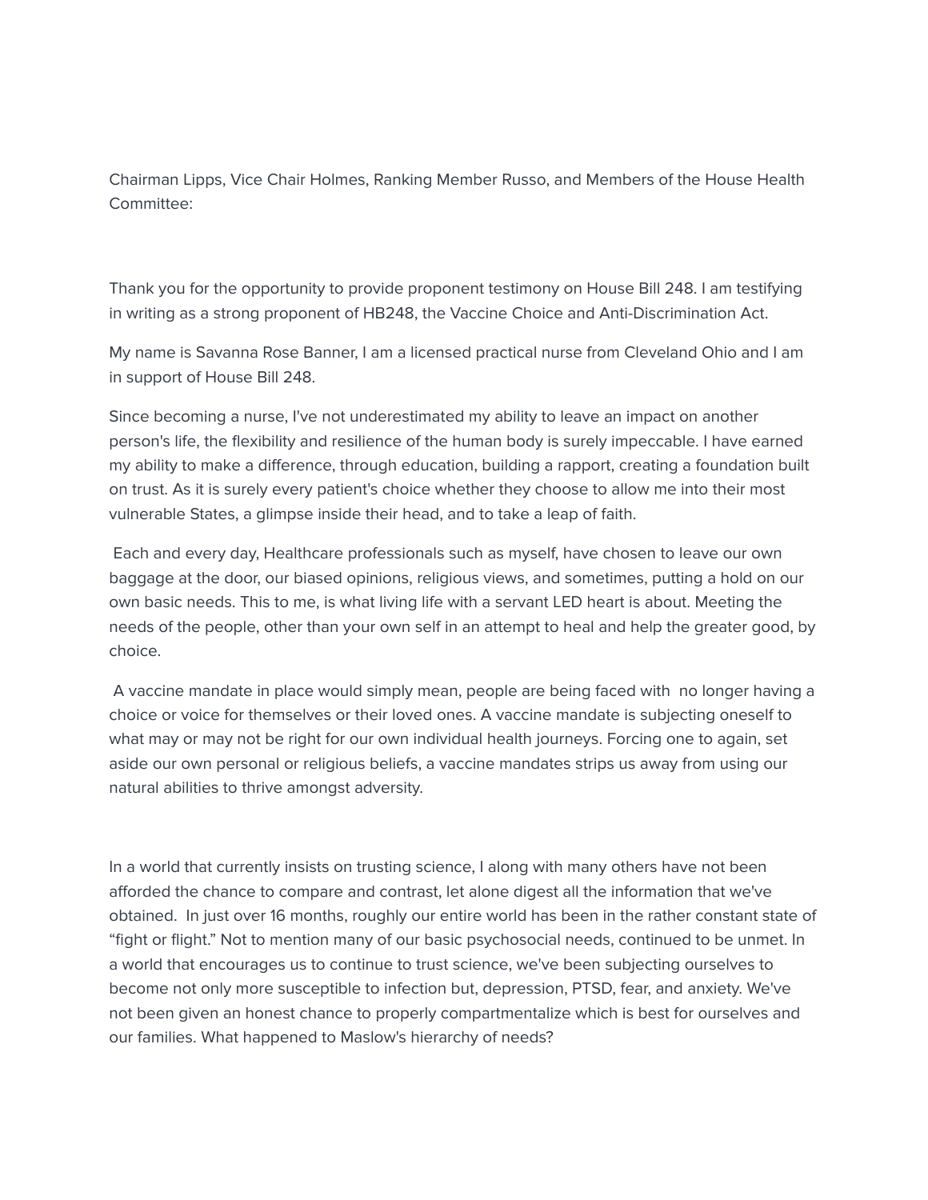Chairman Lipps, Vice Chair Holmes, Ranking Member Russo, and Members of the House Health Committee:

Thank you for the opportunity to provide proponent testimony on House Bill 248. I am testifying in writing as a strong proponent of HB248, the Vaccine Choice and Anti-Discrimination Act.

My name is Savanna Rose Banner, I am a licensed practical nurse from Cleveland Ohio and I am in support of House Bill 248.

Since becoming a nurse, I've not underestimated my ability to leave an impact on another person's life, the flexibility and resilience of the human body is surely impeccable. I have earned my ability to make a difference, through education, building a rapport, creating a foundation built on trust. As it is surely every patient's choice whether they choose to allow me into their most vulnerable States, a glimpse inside their head, and to take a leap of faith.

Each and every day, Healthcare professionals such as myself, have chosen to leave our own baggage at the door, our biased opinions, religious views, and sometimes, putting a hold on our own basic needs. This to me, is what living life with a servant LED heart is about. Meeting the needs of the people, other than your own self in an attempt to heal and help the greater good, by choice.

A vaccine mandate in place would simply mean, people are being faced with no longer having a choice or voice for themselves or their loved ones. A vaccine mandate is subjecting oneself to what may or may not be right for our own individual health journeys. Forcing one to again, set aside our own personal or religious beliefs, a vaccine mandates strips us away from using our natural abilities to thrive amongst adversity.

In a world that currently insists on trusting science, I along with many others have not been afforded the chance to compare and contrast, let alone digest all the information that we've obtained. In just over 16 months, roughly our entire world has been in the rather constant state of "fight or flight." Not to mention many of our basic psychosocial needs, continued to be unmet. In a world that encourages us to continue to trust science, we've been subjecting ourselves to become not only more susceptible to infection but, depression, PTSD, fear, and anxiety. We've not been given an honest chance to properly compartmentalize which is best for ourselves and our families. What happened to Maslow's hierarchy of needs?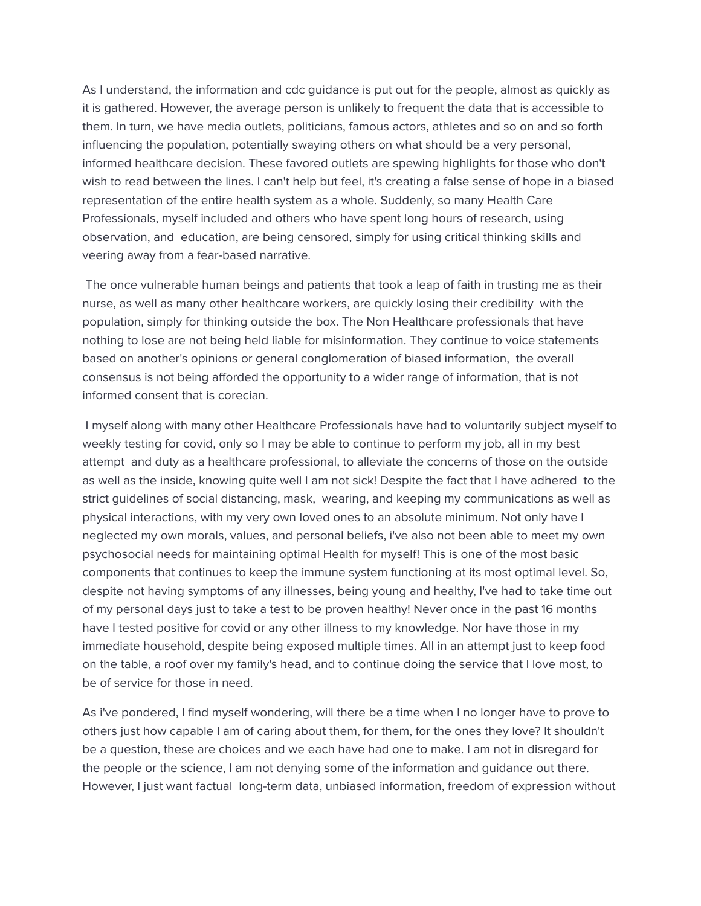As I understand, the information and cdc guidance is put out for the people, almost as quickly as it is gathered. However, the average person is unlikely to frequent the data that is accessible to them. In turn, we have media outlets, politicians, famous actors, athletes and so on and so forth influencing the population, potentially swaying others on what should be a very personal, informed healthcare decision. These favored outlets are spewing highlights for those who don't wish to read between the lines. I can't help but feel, it's creating a false sense of hope in a biased representation of the entire health system as a whole. Suddenly, so many Health Care Professionals, myself included and others who have spent long hours of research, using observation, and education, are being censored, simply for using critical thinking skills and veering away from a fear-based narrative.

The once vulnerable human beings and patients that took a leap of faith in trusting me as their nurse, as well as many other healthcare workers, are quickly losing their credibility with the population, simply for thinking outside the box. The Non Healthcare professionals that have nothing to lose are not being held liable for misinformation. They continue to voice statements based on another's opinions or general conglomeration of biased information, the overall consensus is not being afforded the opportunity to a wider range of information, that is not informed consent that is corecian.

I myself along with many other Healthcare Professionals have had to voluntarily subject myself to weekly testing for covid, only so I may be able to continue to perform my job, all in my best attempt and duty as a healthcare professional, to alleviate the concerns of those on the outside as well as the inside, knowing quite well I am not sick! Despite the fact that I have adhered to the strict guidelines of social distancing, mask, wearing, and keeping my communications as well as physical interactions, with my very own loved ones to an absolute minimum. Not only have I neglected my own morals, values, and personal beliefs, i've also not been able to meet my own psychosocial needs for maintaining optimal Health for myself! This is one of the most basic components that continues to keep the immune system functioning at its most optimal level. So, despite not having symptoms of any illnesses, being young and healthy, I've had to take time out of my personal days just to take a test to be proven healthy! Never once in the past 16 months have I tested positive for covid or any other illness to my knowledge. Nor have those in my immediate household, despite being exposed multiple times. All in an attempt just to keep food on the table, a roof over my family's head, and to continue doing the service that I love most, to be of service for those in need.

As i've pondered, I find myself wondering, will there be a time when I no longer have to prove to others just how capable I am of caring about them, for them, for the ones they love? It shouldn't be a question, these are choices and we each have had one to make. I am not in disregard for the people or the science, I am not denying some of the information and guidance out there. However, I just want factual long-term data, unbiased information, freedom of expression without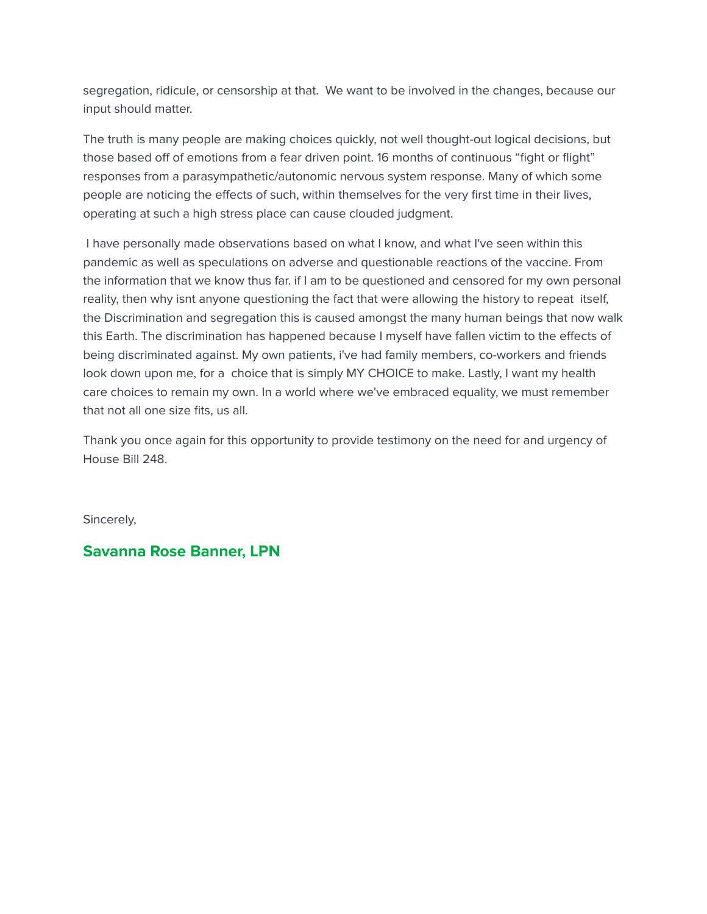segregation, ridicule, or censorship at that.  We want to be involved in the changes, because our input should matter.

The truth is many people are making choices quickly, not well thought-out logical decisions, but those based off of emotions from a fear driven point. 16 months of continuous “fight or flight” responses from a parasympathetic/autonomic nervous system response. Many of which some people are noticing the effects of such, within themselves for the very first time in their lives, operating at such a high stress place can cause clouded judgment.

 I have personally made observations based on what I know, and what I've seen within this pandemic as well as speculations on adverse and questionable reactions of the vaccine. From the information that we know thus far. if I am to be questioned and censored for my own personal reality, then why isnt anyone questioning the fact that were allowing the history to repeat  itself, the Discrimination and segregation this is caused amongst the many human beings that now walk this Earth. The discrimination has happened because I myself have fallen victim to the effects of being discriminated against. My own patients, i've had family members, co-workers and friends look down upon me, for a  choice that is simply MY CHOICE to make. Lastly, I want my health care choices to remain my own. In a world where we've embraced equality, we must remember that not all one size fits, us all.

Thank you once again for this opportunity to provide testimony on the need for and urgency of House Bill 248.

Sincerely,

**Savanna Rose Banner, LPN**